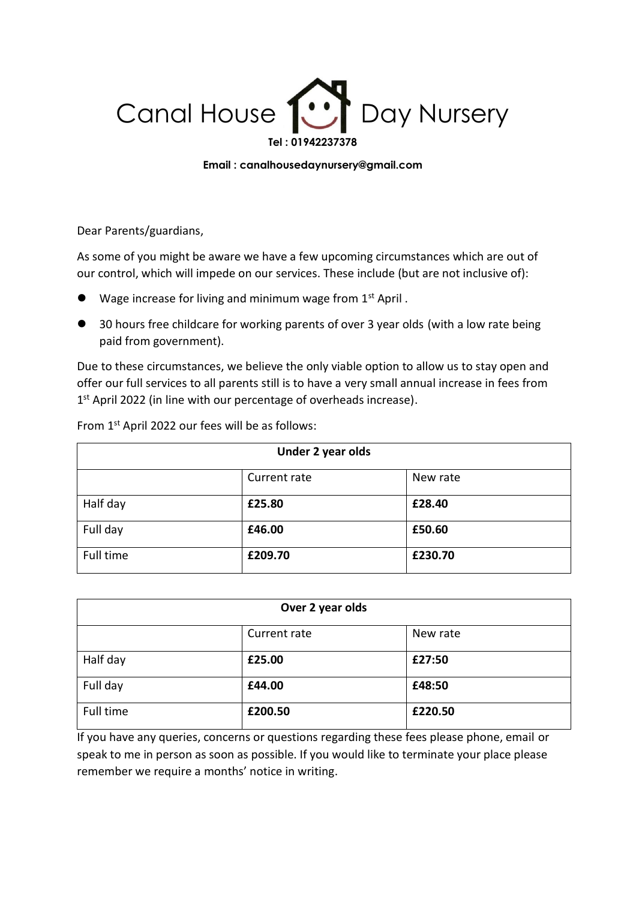# Canal House Day Nursery

**Tel : 01942237378**

**Email : canalhousedaynursery@gmail.com**

Dear Parents/guardians,

As some of you might be aware we have a few upcoming circumstances which are out of our control, which will impede on our services. These include (but are not inclusive of):

- Wage increase for living and minimum wage from 1st April .
- 30 hours free childcare for working parents of over 3 year olds (with a low rate being paid from government).

Due to these circumstances, we believe the only viable option to allow us to stay open and offer our full services to all parents still is to have a very small annual increase in fees from 1st April 2022 (in line with our percentage of overheads increase).

From 1st April 2022 our fees will be as follows:

| Under 2 year olds | | |
|---|---|---|
| | Current rate | New rate |
| Half day | **£25.80** | **£28.40** |
| Full day | **£46.00** | **£50.60** |
| Full time | **£209.70** | **£230.70** |

| Over 2 year olds | | |
|---|---|---|
| | Current rate | New rate |
| Half day | **£25.00** | **£27:50** |
| Full day | **£44.00** | **£48:50** |
| Full time | **£200.50** | **£220.50** |

If you have any queries, concerns or questions regarding these fees please phone, email or speak to me in person as soon as possible. If you would like to terminate your place please remember we require a months' notice in writing.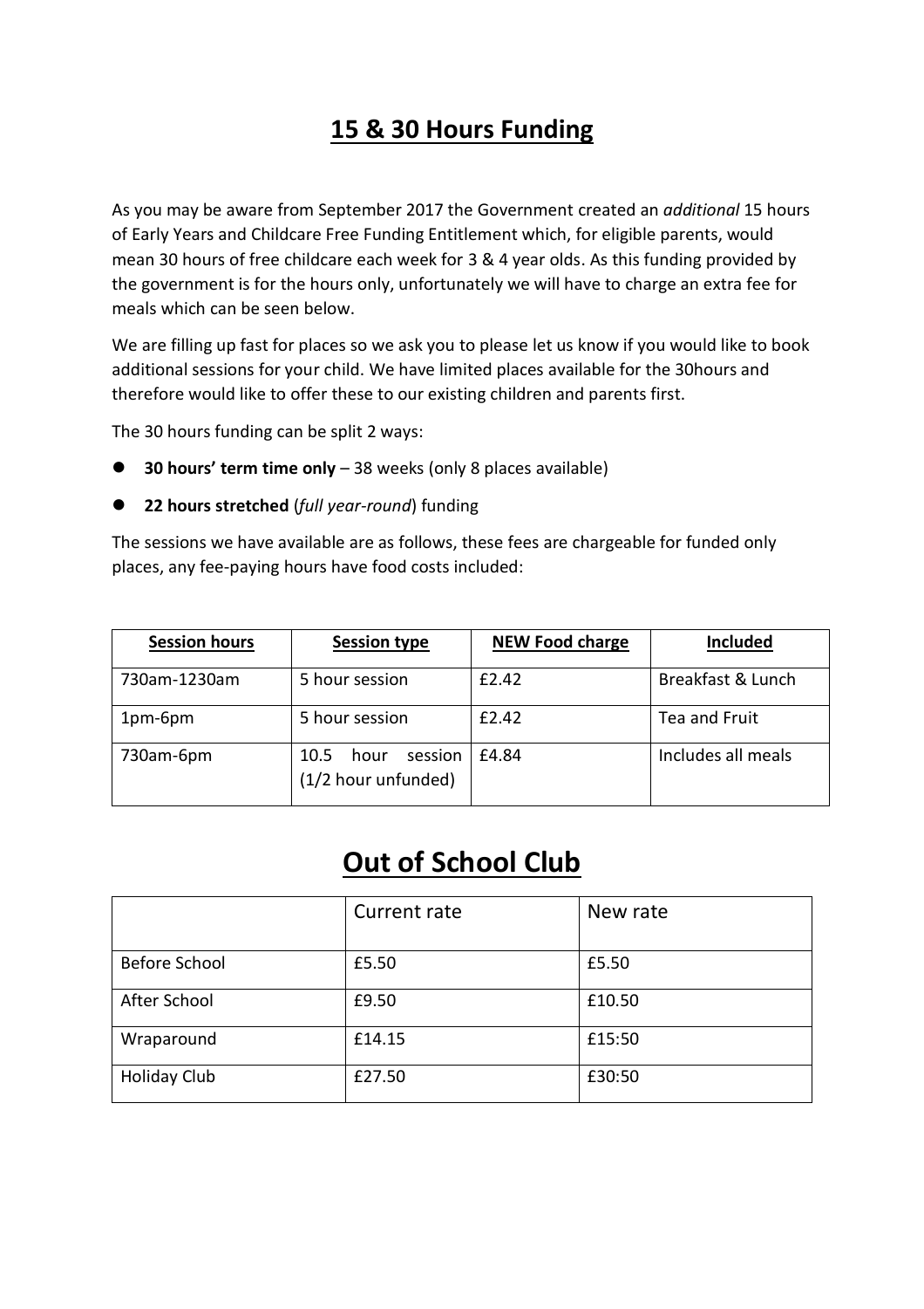# 15 & 30 Hours Funding

As you may be aware from September 2017 the Government created an *additional* 15 hours of Early Years and Childcare Free Funding Entitlement which, for eligible parents, would mean 30 hours of free childcare each week for 3 & 4 year olds. As this funding provided by the government is for the hours only, unfortunately we will have to charge an extra fee for meals which can be seen below.

We are filling up fast for places so we ask you to please let us know if you would like to book additional sessions for your child. We have limited places available for the 30hours and therefore would like to offer these to our existing children and parents first.

The 30 hours funding can be split 2 ways:

- **30 hours' term time only** – 38 weeks (only 8 places available)
- **22 hours stretched** (*full year-round*) funding

The sessions we have available are as follows, these fees are chargeable for funded only places, any fee-paying hours have food costs included:

| **Session hours** | **Session type** | **NEW Food charge** | **Included** |
|---|---|---|---|
| 730am-1230am | 5 hour session | £2.42 | Breakfast & Lunch |
| 1pm-6pm | 5 hour session | £2.42 | Tea and Fruit |
| 730am-6pm | 10.5 hour session (1/2 hour unfunded) | £4.84 | Includes all meals |

# Out of School Club

| | Current rate | New rate |
|---|---|---|
| Before School | £5.50 | £5.50 |
| After School | £9.50 | £10.50 |
| Wraparound | £14.15 | £15:50 |
| Holiday Club | £27.50 | £30:50 |